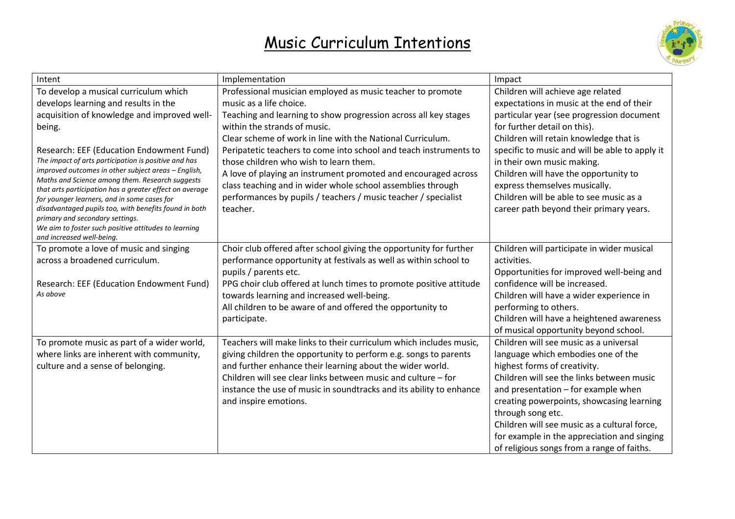# Music Curriculum Intentions

| Intent | Implementation | Impact |
|---|---|---|
| To develop a musical curriculum which develops learning and results in the acquisition of knowledge and improved well-being.<br><br>Research: EEF (Education Endowment Fund)<br>*The impact of arts participation is positive and has improved outcomes in other subject areas – English, Maths and Science among them. Research suggests that arts participation has a greater effect on average for younger learners, and in some cases for disadvantaged pupils too, with benefits found in both primary and secondary settings.*<br>*We aim to foster such positive attitudes to learning and increased well-being.* | Professional musician employed as music teacher to promote music as a life choice.<br>Teaching and learning to show progression across all key stages within the strands of music.<br>Clear scheme of work in line with the National Curriculum.<br>Peripatetic teachers to come into school and teach instruments to those children who wish to learn them.<br>A love of playing an instrument promoted and encouraged across class teaching and in wider whole school assemblies through performances by pupils / teachers / music teacher / specialist teacher. | Children will achieve age related expectations in music at the end of their particular year (see progression document for further detail on this).<br>Children will retain knowledge that is specific to music and will be able to apply it in their own music making.<br>Children will have the opportunity to express themselves musically.<br>Children will be able to see music as a career path beyond their primary years. |
| To promote a love of music and singing across a broadened curriculum.<br><br>Research: EEF (Education Endowment Fund)<br>*As above* | Choir club offered after school giving the opportunity for further performance opportunity at festivals as well as within school to pupils / parents etc.<br>PPG choir club offered at lunch times to promote positive attitude towards learning and increased well-being.<br>All children to be aware of and offered the opportunity to participate. | Children will participate in wider musical activities.<br>Opportunities for improved well-being and confidence will be increased.<br>Children will have a wider experience in performing to others.<br>Children will have a heightened awareness of musical opportunity beyond school. |
| To promote music as part of a wider world, where links are inherent with community, culture and a sense of belonging. | Teachers will make links to their curriculum which includes music, giving children the opportunity to perform e.g. songs to parents and further enhance their learning about the wider world.<br>Children will see clear links between music and culture – for instance the use of music in soundtracks and its ability to enhance and inspire emotions. | Children will see music as a universal language which embodies one of the highest forms of creativity.<br>Children will see the links between music and presentation – for example when creating powerpoints, showcasing learning through song etc.<br>Children will see music as a cultural force, for example in the appreciation and singing of religious songs from a range of faiths. |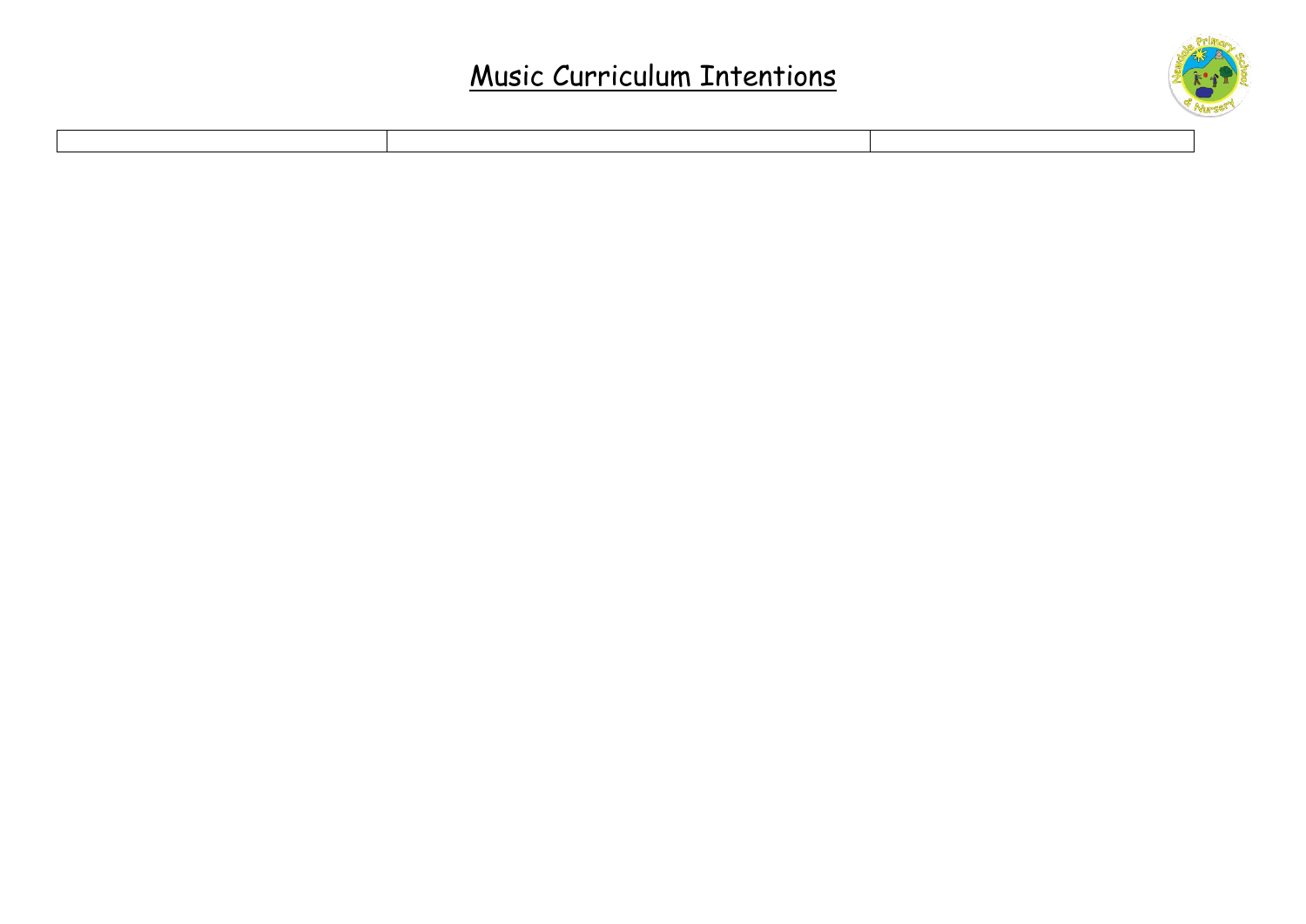# Music Curriculum Intentions

| | | |
|---|---|---|